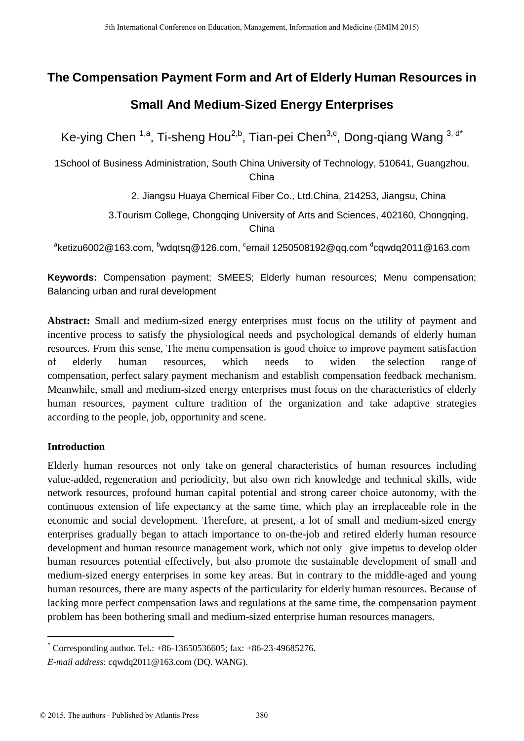# The Compensation Payment Form and Art of Elderly Human Resources in Small And Medium-Sized Energy Enterprises

Ke-ying Chen [1,a], Ti-sheng Hou[2,b], Tian-pei Chen[3,c], Dong-qiang Wang [3, d*]

1School of Business Administration, South China University of Technology, 510641, Guangzhou, China

2. Jiangsu Huaya Chemical Fiber Co., Ltd.China, 214253, Jiangsu, China

3.Tourism College, Chongqing University of Arts and Sciences, 402160, Chongqing, China

[a]ketizu6002@163.com, [b]wdqtsq@126.com, [c]email 1250508192@qq.com [d]cqwdq2011@163.com

**Keywords:** Compensation payment; SMEES; Elderly human resources; Menu compensation; Balancing urban and rural development

**Abstract:** Small and medium-sized energy enterprises must focus on the utility of payment and incentive process to satisfy the physiological needs and psychological demands of elderly human resources. From this sense, The menu compensation is good choice to improve payment satisfaction of elderly human resources, which needs to widen the selection range of compensation, perfect salary payment mechanism and establish compensation feedback mechanism. Meanwhile, small and medium-sized energy enterprises must focus on the characteristics of elderly human resources, payment culture tradition of the organization and take adaptive strategies according to the people, job, opportunity and scene.

## Introduction

Elderly human resources not only take on general characteristics of human resources including value-added, regeneration and periodicity, but also own rich knowledge and technical skills, wide network resources, profound human capital potential and strong career choice autonomy, with the continuous extension of life expectancy at the same time, which play an irreplaceable role in the economic and social development. Therefore, at present, a lot of small and medium-sized energy enterprises gradually began to attach importance to on-the-job and retired elderly human resource development and human resource management work, which not only give impetus to develop older human resources potential effectively, but also promote the sustainable development of small and medium-sized energy enterprises in some key areas. But in contrary to the middle-aged and young human resources, there are many aspects of the particularity for elderly human resources. Because of lacking more perfect compensation laws and regulations at the same time, the compensation payment problem has been bothering small and medium-sized enterprise human resources managers.

---

[*] Corresponding author. Tel.: +86-13650536605; fax: +86-23-49685276.

*E-mail address*: cqwdq2011@163.com (DQ. WANG).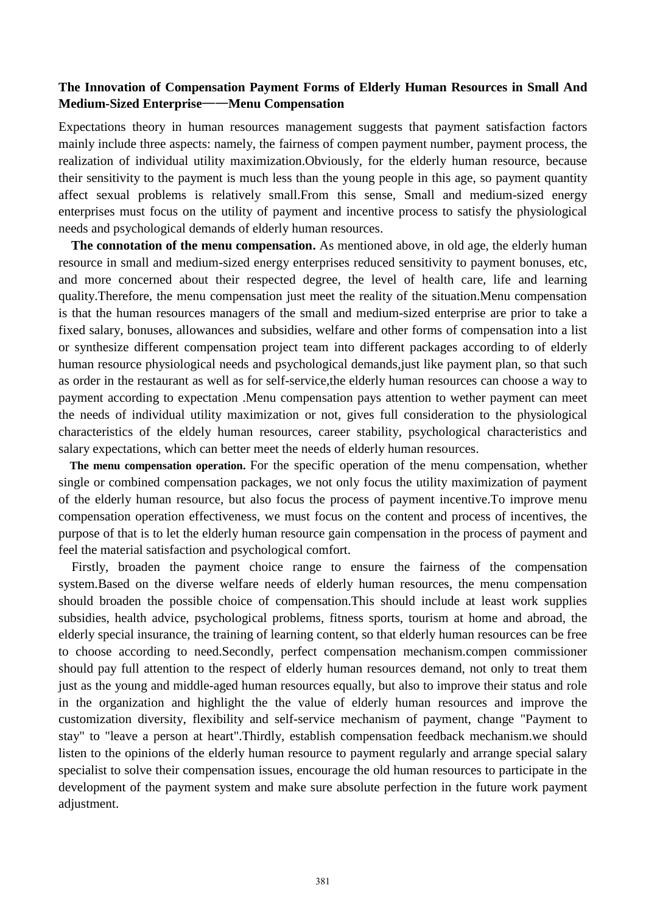**The Innovation of Compensation Payment Forms of Elderly Human Resources in Small And Medium-Sized Enterprise——Menu Compensation**

Expectations theory in human resources management suggests that payment satisfaction factors mainly include three aspects: namely, the fairness of compen payment number, payment process, the realization of individual utility maximization.Obviously, for the elderly human resource, because their sensitivity to the payment is much less than the young people in this age, so payment quantity affect sexual problems is relatively small.From this sense, Small and medium-sized energy enterprises must focus on the utility of payment and incentive process to satisfy the physiological needs and psychological demands of elderly human resources.

**The connotation of the menu compensation.** As mentioned above, in old age, the elderly human resource in small and medium-sized energy enterprises reduced sensitivity to payment bonuses, etc, and more concerned about their respected degree, the level of health care, life and learning quality.Therefore, the menu compensation just meet the reality of the situation.Menu compensation is that the human resources managers of the small and medium-sized enterprise are prior to take a fixed salary, bonuses, allowances and subsidies, welfare and other forms of compensation into a list or synthesize different compensation project team into different packages according to of elderly human resource physiological needs and psychological demands,just like payment plan, so that such as order in the restaurant as well as for self-service,the elderly human resources can choose a way to payment according to expectation .Menu compensation pays attention to wether payment can meet the needs of individual utility maximization or not, gives full consideration to the physiological characteristics of the eldely human resources, career stability, psychological characteristics and salary expectations, which can better meet the needs of elderly human resources.

**The menu compensation operation.** For the specific operation of the menu compensation, whether single or combined compensation packages, we not only focus the utility maximization of payment of the elderly human resource, but also focus the process of payment incentive.To improve menu compensation operation effectiveness, we must focus on the content and process of incentives, the purpose of that is to let the elderly human resource gain compensation in the process of payment and feel the material satisfaction and psychological comfort.

Firstly, broaden the payment choice range to ensure the fairness of the compensation system.Based on the diverse welfare needs of elderly human resources, the menu compensation should broaden the possible choice of compensation.This should include at least work supplies subsidies, health advice, psychological problems, fitness sports, tourism at home and abroad, the elderly special insurance, the training of learning content, so that elderly human resources can be free to choose according to need.Secondly, perfect compensation mechanism.compen commissioner should pay full attention to the respect of elderly human resources demand, not only to treat them just as the young and middle-aged human resources equally, but also to improve their status and role in the organization and highlight the the value of elderly human resources and improve the customization diversity, flexibility and self-service mechanism of payment, change "Payment to stay" to "leave a person at heart".Thirdly, establish compensation feedback mechanism.we should listen to the opinions of the elderly human resource to payment regularly and arrange special salary specialist to solve their compensation issues, encourage the old human resources to participate in the development of the payment system and make sure absolute perfection in the future work payment adjustment.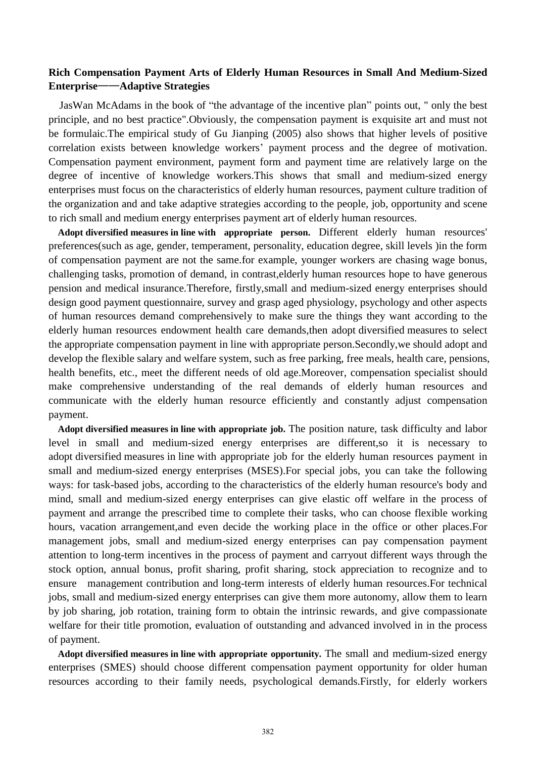**Rich Compensation Payment Arts of Elderly Human Resources in Small And Medium-Sized Enterprise——Adaptive Strategies**

JasWan McAdams in the book of "the advantage of the incentive plan" points out, " only the best principle, and no best practice".Obviously, the compensation payment is exquisite art and must not be formulaic.The empirical study of Gu Jianping (2005) also shows that higher levels of positive correlation exists between knowledge workers' payment process and the degree of motivation. Compensation payment environment, payment form and payment time are relatively large on the degree of incentive of knowledge workers.This shows that small and medium-sized energy enterprises must focus on the characteristics of elderly human resources, payment culture tradition of the organization and and take adaptive strategies according to the people, job, opportunity and scene to rich small and medium energy enterprises payment art of elderly human resources.

**Adopt diversified measures in line with appropriate person.** Different elderly human resources' preferences(such as age, gender, temperament, personality, education degree, skill levels )in the form of compensation payment are not the same.for example, younger workers are chasing wage bonus, challenging tasks, promotion of demand, in contrast,elderly human resources hope to have generous pension and medical insurance.Therefore, firstly,small and medium-sized energy enterprises should design good payment questionnaire, survey and grasp aged physiology, psychology and other aspects of human resources demand comprehensively to make sure the things they want according to the elderly human resources endowment health care demands,then adopt diversified measures to select the appropriate compensation payment in line with appropriate person.Secondly,we should adopt and develop the flexible salary and welfare system, such as free parking, free meals, health care, pensions, health benefits, etc., meet the different needs of old age.Moreover, compensation specialist should make comprehensive understanding of the real demands of elderly human resources and communicate with the elderly human resource efficiently and constantly adjust compensation payment.

**Adopt diversified measures in line with appropriate job.** The position nature, task difficulty and labor level in small and medium-sized energy enterprises are different,so it is necessary to adopt diversified measures in line with appropriate job for the elderly human resources payment in small and medium-sized energy enterprises (MSES).For special jobs, you can take the following ways: for task-based jobs, according to the characteristics of the elderly human resource's body and mind, small and medium-sized energy enterprises can give elastic off welfare in the process of payment and arrange the prescribed time to complete their tasks, who can choose flexible working hours, vacation arrangement,and even decide the working place in the office or other places.For management jobs, small and medium-sized energy enterprises can pay compensation payment attention to long-term incentives in the process of payment and carryout different ways through the stock option, annual bonus, profit sharing, profit sharing, stock appreciation to recognize and to ensure management contribution and long-term interests of elderly human resources.For technical jobs, small and medium-sized energy enterprises can give them more autonomy, allow them to learn by job sharing, job rotation, training form to obtain the intrinsic rewards, and give compassionate welfare for their title promotion, evaluation of outstanding and advanced involved in in the process of payment.

**Adopt diversified measures in line with appropriate opportunity.** The small and medium-sized energy enterprises (SMES) should choose different compensation payment opportunity for older human resources according to their family needs, psychological demands.Firstly, for elderly workers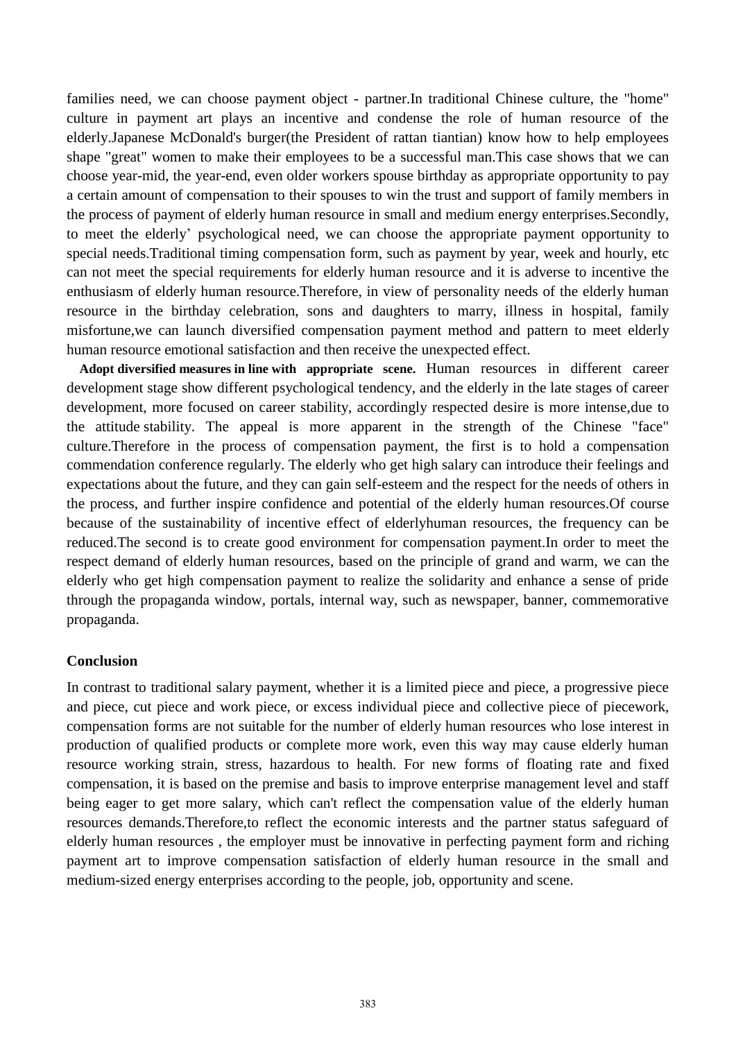families need, we can choose payment object - partner.In traditional Chinese culture, the "home" culture in payment art plays an incentive and condense the role of human resource of the elderly.Japanese McDonald's burger(the President of rattan tiantian) know how to help employees shape "great" women to make their employees to be a successful man.This case shows that we can choose year-mid, the year-end, even older workers spouse birthday as appropriate opportunity to pay a certain amount of compensation to their spouses to win the trust and support of family members in the process of payment of elderly human resource in small and medium energy enterprises.Secondly, to meet the elderly' psychological need, we can choose the appropriate payment opportunity to special needs.Traditional timing compensation form, such as payment by year, week and hourly, etc can not meet the special requirements for elderly human resource and it is adverse to incentive the enthusiasm of elderly human resource.Therefore, in view of personality needs of the elderly human resource in the birthday celebration, sons and daughters to marry, illness in hospital, family misfortune,we can launch diversified compensation payment method and pattern to meet elderly human resource emotional satisfaction and then receive the unexpected effect.

**Adopt diversified measures in line with appropriate scene.** Human resources in different career development stage show different psychological tendency, and the elderly in the late stages of career development, more focused on career stability, accordingly respected desire is more intense,due to the attitude stability. The appeal is more apparent in the strength of the Chinese "face" culture.Therefore in the process of compensation payment, the first is to hold a compensation commendation conference regularly. The elderly who get high salary can introduce their feelings and expectations about the future, and they can gain self-esteem and the respect for the needs of others in the process, and further inspire confidence and potential of the elderly human resources.Of course because of the sustainability of incentive effect of elderlyhuman resources, the frequency can be reduced.The second is to create good environment for compensation payment.In order to meet the respect demand of elderly human resources, based on the principle of grand and warm, we can the elderly who get high compensation payment to realize the solidarity and enhance a sense of pride through the propaganda window, portals, internal way, such as newspaper, banner, commemorative propaganda.

## Conclusion

In contrast to traditional salary payment, whether it is a limited piece and piece, a progressive piece and piece, cut piece and work piece, or excess individual piece and collective piece of piecework, compensation forms are not suitable for the number of elderly human resources who lose interest in production of qualified products or complete more work, even this way may cause elderly human resource working strain, stress, hazardous to health. For new forms of floating rate and fixed compensation, it is based on the premise and basis to improve enterprise management level and staff being eager to get more salary, which can't reflect the compensation value of the elderly human resources demands.Therefore,to reflect the economic interests and the partner status safeguard of elderly human resources , the employer must be innovative in perfecting payment form and riching payment art to improve compensation satisfaction of elderly human resource in the small and medium-sized energy enterprises according to the people, job, opportunity and scene.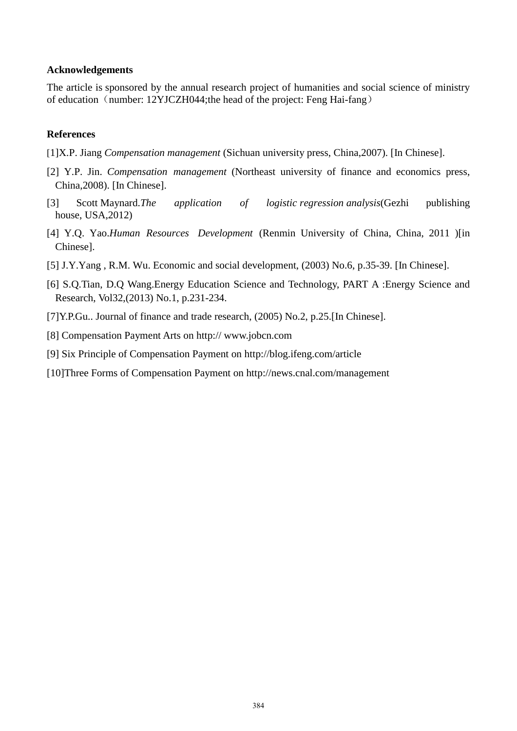**Acknowledgements**

The article is sponsored by the annual research project of humanities and social science of ministry of education（number: 12YJCZH044;the head of the project: Feng Hai-fang）

**References**

[1]X.P. Jiang *Compensation management* (Sichuan university press, China,2007). [In Chinese].

[2] Y.P. Jin. *Compensation management* (Northeast university of finance and economics press, China,2008). [In Chinese].

[3] Scott Maynard.*The application of logistic regression analysis*(Gezhi publishing house, USA,2012)

[4] Y.Q. Yao.*Human Resources Development* (Renmin University of China, China, 2011 )[in Chinese].

[5] J.Y.Yang , R.M. Wu. Economic and social development, (2003) No.6, p.35-39. [In Chinese].

[6] S.Q.Tian, D.Q Wang.Energy Education Science and Technology, PART A :Energy Science and Research, Vol32,(2013) No.1, p.231-234.

[7]Y.P.Gu.. Journal of finance and trade research, (2005) No.2, p.25.[In Chinese].

[8] Compensation Payment Arts on http:// www.jobcn.com

[9] Six Principle of Compensation Payment on http://blog.ifeng.com/article

[10]Three Forms of Compensation Payment on http://news.cnal.com/management